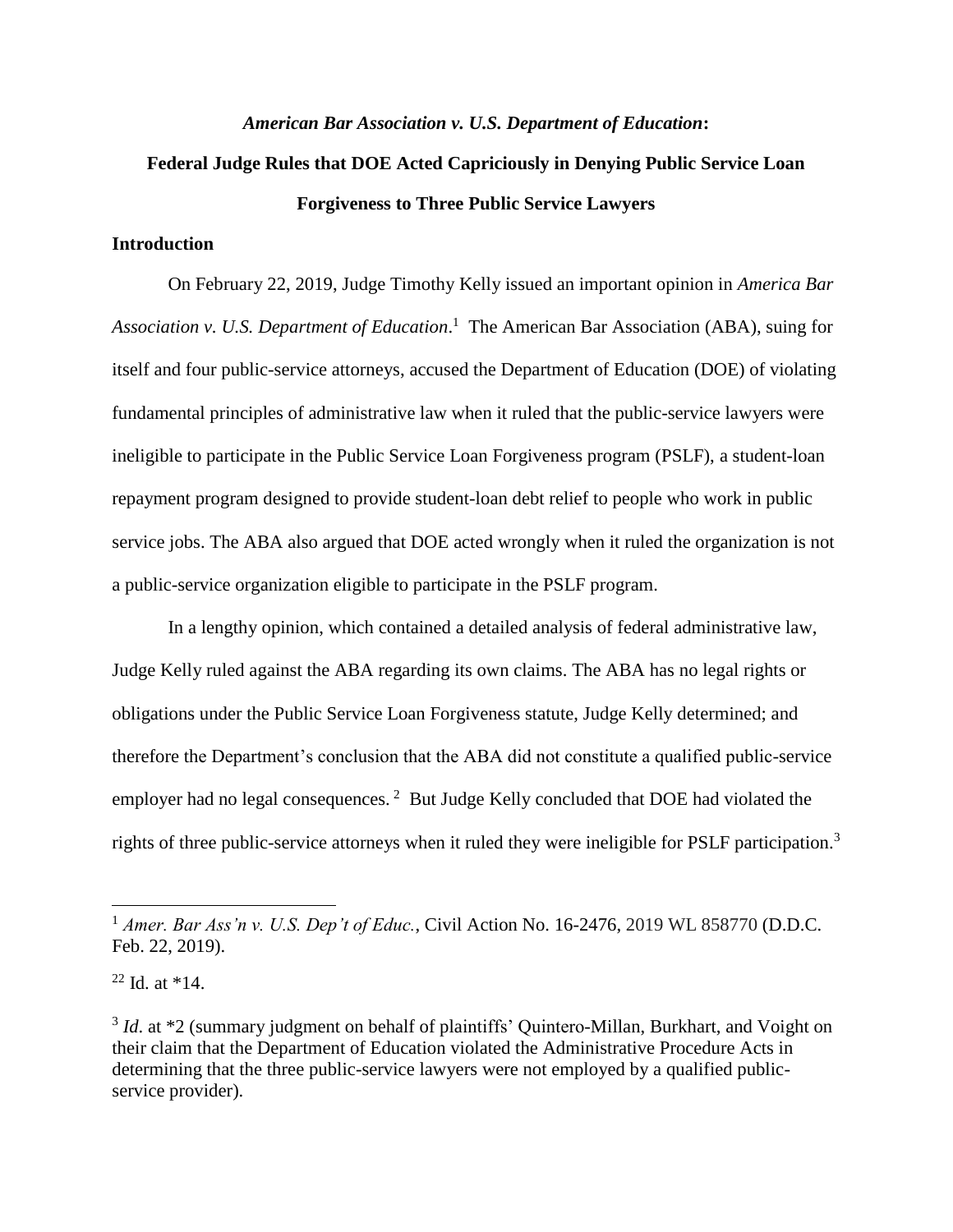***American Bar Association v. U.S. Department of Education*:**

**Federal Judge Rules that DOE Acted Capriciously in Denying Public Service Loan Forgiveness to Three Public Service Lawyers**

## Introduction

On February 22, 2019, Judge Timothy Kelly issued an important opinion in *America Bar Association v. U.S. Department of Education*.[1] The American Bar Association (ABA), suing for itself and four public-service attorneys, accused the Department of Education (DOE) of violating fundamental principles of administrative law when it ruled that the public-service lawyers were ineligible to participate in the Public Service Loan Forgiveness program (PSLF), a student-loan repayment program designed to provide student-loan debt relief to people who work in public service jobs. The ABA also argued that DOE acted wrongly when it ruled the organization is not a public-service organization eligible to participate in the PSLF program.

In a lengthy opinion, which contained a detailed analysis of federal administrative law, Judge Kelly ruled against the ABA regarding its own claims. The ABA has no legal rights or obligations under the Public Service Loan Forgiveness statute, Judge Kelly determined; and therefore the Department's conclusion that the ABA did not constitute a qualified public-service employer had no legal consequences.[2] But Judge Kelly concluded that DOE had violated the rights of three public-service attorneys when it ruled they were ineligible for PSLF participation.[3]

---

[1] *Amer. Bar Ass'n v. U.S. Dep't of Educ.*, Civil Action No. 16-2476, 2019 WL 858770 (D.D.C. Feb. 22, 2019).

[22] Id. at *14.

[3] *Id.* at *2 (summary judgment on behalf of plaintiffs' Quintero-Millan, Burkhart, and Voight on their claim that the Department of Education violated the Administrative Procedure Acts in determining that the three public-service lawyers were not employed by a qualified public-service provider).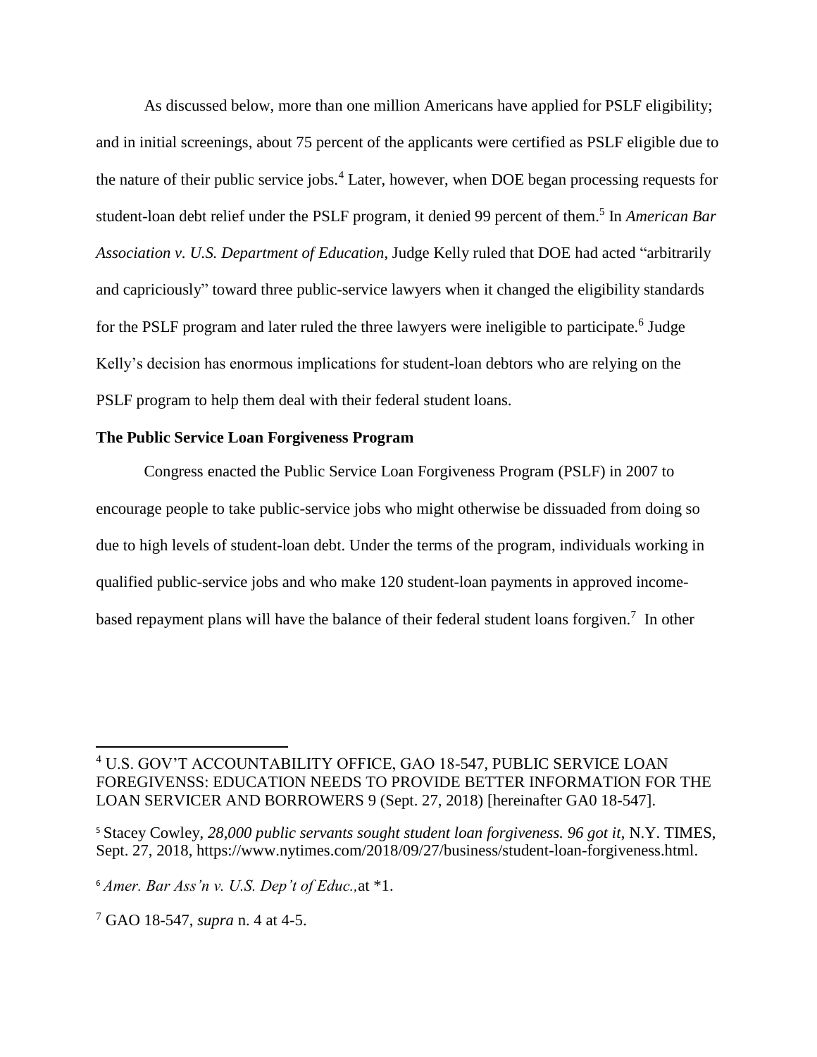As discussed below, more than one million Americans have applied for PSLF eligibility; and in initial screenings, about 75 percent of the applicants were certified as PSLF eligible due to the nature of their public service jobs.[4] Later, however, when DOE began processing requests for student-loan debt relief under the PSLF program, it denied 99 percent of them.[5] In *American Bar Association v. U.S. Department of Education*, Judge Kelly ruled that DOE had acted "arbitrarily and capriciously" toward three public-service lawyers when it changed the eligibility standards for the PSLF program and later ruled the three lawyers were ineligible to participate.[6] Judge Kelly's decision has enormous implications for student-loan debtors who are relying on the PSLF program to help them deal with their federal student loans.

**The Public Service Loan Forgiveness Program**

Congress enacted the Public Service Loan Forgiveness Program (PSLF) in 2007 to encourage people to take public-service jobs who might otherwise be dissuaded from doing so due to high levels of student-loan debt. Under the terms of the program, individuals working in qualified public-service jobs and who make 120 student-loan payments in approved income-based repayment plans will have the balance of their federal student loans forgiven.[7] In other

---

[4] U.S. GOV'T ACCOUNTABILITY OFFICE, GAO 18-547, PUBLIC SERVICE LOAN FOREGIVENSS: EDUCATION NEEDS TO PROVIDE BETTER INFORMATION FOR THE LOAN SERVICER AND BORROWERS 9 (Sept. 27, 2018) [hereinafter GA0 18-547].

[5] Stacey Cowley, *28,000 public servants sought student loan forgiveness. 96 got it*, N.Y. TIMES, Sept. 27, 2018, https://www.nytimes.com/2018/09/27/business/student-loan-forgiveness.html.

[6] *Amer. Bar Ass'n v. U.S. Dep't of Educ.,* at *1.

[7] GAO 18-547, *supra* n. 4 at 4-5.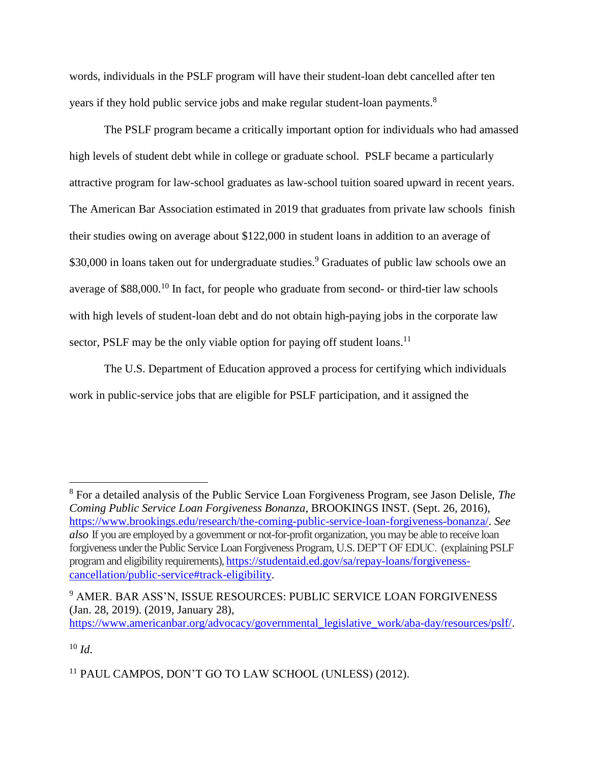words, individuals in the PSLF program will have their student-loan debt cancelled after ten years if they hold public service jobs and make regular student-loan payments.[8]

The PSLF program became a critically important option for individuals who had amassed high levels of student debt while in college or graduate school. PSLF became a particularly attractive program for law-school graduates as law-school tuition soared upward in recent years. The American Bar Association estimated in 2019 that graduates from private law schools finish their studies owing on average about $122,000 in student loans in addition to an average of $30,000 in loans taken out for undergraduate studies.[9] Graduates of public law schools owe an average of $88,000.[10] In fact, for people who graduate from second- or third-tier law schools with high levels of student-loan debt and do not obtain high-paying jobs in the corporate law sector, PSLF may be the only viable option for paying off student loans.[11]

The U.S. Department of Education approved a process for certifying which individuals work in public-service jobs that are eligible for PSLF participation, and it assigned the

---

[8] For a detailed analysis of the Public Service Loan Forgiveness Program, see Jason Delisle, *The Coming Public Service Loan Forgiveness Bonanza*, BROOKINGS INST. (Sept. 26, 2016), https://www.brookings.edu/research/the-coming-public-service-loan-forgiveness-bonanza/. *See also* If you are employed by a government or not-for-profit organization, you may be able to receive loan forgiveness under the Public Service Loan Forgiveness Program, U.S. DEP'T OF EDUC. (explaining PSLF program and eligibility requirements), https://studentaid.ed.gov/sa/repay-loans/forgiveness-cancellation/public-service#track-eligibility.

[9] AMER. BAR ASS'N, ISSUE RESOURCES: PUBLIC SERVICE LOAN FORGIVENESS (Jan. 28, 2019). (2019, January 28), https://www.americanbar.org/advocacy/governmental_legislative_work/aba-day/resources/pslf/.

[10] *Id*.

[11] PAUL CAMPOS, DON'T GO TO LAW SCHOOL (UNLESS) (2012).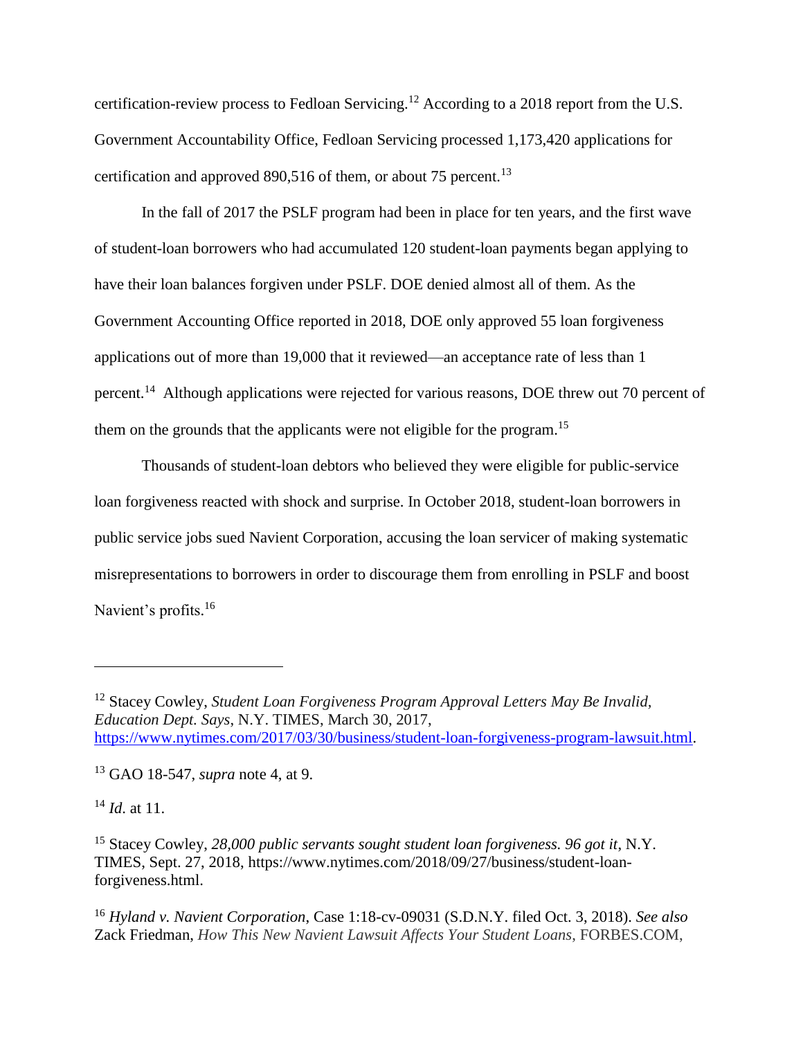certification-review process to Fedloan Servicing.[12] According to a 2018 report from the U.S. Government Accountability Office, Fedloan Servicing processed 1,173,420 applications for certification and approved 890,516 of them, or about 75 percent.[13]

In the fall of 2017 the PSLF program had been in place for ten years, and the first wave of student-loan borrowers who had accumulated 120 student-loan payments began applying to have their loan balances forgiven under PSLF. DOE denied almost all of them. As the Government Accounting Office reported in 2018, DOE only approved 55 loan forgiveness applications out of more than 19,000 that it reviewed—an acceptance rate of less than 1 percent.[14] Although applications were rejected for various reasons, DOE threw out 70 percent of them on the grounds that the applicants were not eligible for the program.[15]

Thousands of student-loan debtors who believed they were eligible for public-service loan forgiveness reacted with shock and surprise. In October 2018, student-loan borrowers in public service jobs sued Navient Corporation, accusing the loan servicer of making systematic misrepresentations to borrowers in order to discourage them from enrolling in PSLF and boost Navient's profits.[16]

---

[12] Stacey Cowley, *Student Loan Forgiveness Program Approval Letters May Be Invalid, Education Dept. Says*, N.Y. TIMES, March 30, 2017, https://www.nytimes.com/2017/03/30/business/student-loan-forgiveness-program-lawsuit.html.

[13] GAO 18-547, *supra* note 4, at 9.

[14] *Id*. at 11.

[15] Stacey Cowley, *28,000 public servants sought student loan forgiveness. 96 got it*, N.Y. TIMES, Sept. 27, 2018, https://www.nytimes.com/2018/09/27/business/student-loan-forgiveness.html.

[16] *Hyland v. Navient Corporation*, Case 1:18-cv-09031 (S.D.N.Y. filed Oct. 3, 2018). *See also* Zack Friedman, *How This New Navient Lawsuit Affects Your Student Loans*, FORBES.COM,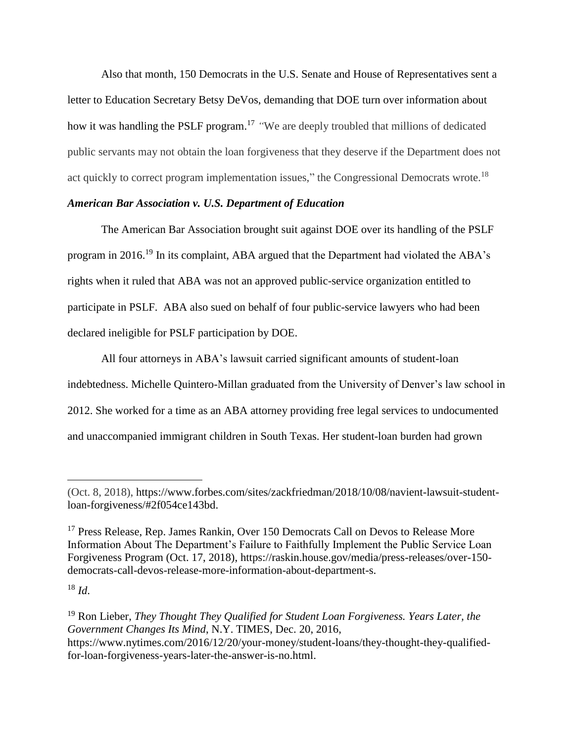Also that month, 150 Democrats in the U.S. Senate and House of Representatives sent a letter to Education Secretary Betsy DeVos, demanding that DOE turn over information about how it was handling the PSLF program.[17] "We are deeply troubled that millions of dedicated public servants may not obtain the loan forgiveness that they deserve if the Department does not act quickly to correct program implementation issues," the Congressional Democrats wrote.[18]

***American Bar Association v. U.S. Department of Education***

The American Bar Association brought suit against DOE over its handling of the PSLF program in 2016.[19] In its complaint, ABA argued that the Department had violated the ABA's rights when it ruled that ABA was not an approved public-service organization entitled to participate in PSLF. ABA also sued on behalf of four public-service lawyers who had been declared ineligible for PSLF participation by DOE.

All four attorneys in ABA's lawsuit carried significant amounts of student-loan indebtedness. Michelle Quintero-Millan graduated from the University of Denver's law school in 2012. She worked for a time as an ABA attorney providing free legal services to undocumented and unaccompanied immigrant children in South Texas. Her student-loan burden had grown

---

(Oct. 8, 2018), https://www.forbes.com/sites/zackfriedman/2018/10/08/navient-lawsuit-student-loan-forgiveness/#2f054ce143bd.

[17] Press Release, Rep. James Rankin, Over 150 Democrats Call on Devos to Release More Information About The Department's Failure to Faithfully Implement the Public Service Loan Forgiveness Program (Oct. 17, 2018), https://raskin.house.gov/media/press-releases/over-150-democrats-call-devos-release-more-information-about-department-s.

[18] *Id*.

[19] Ron Lieber, *They Thought They Qualified for Student Loan Forgiveness. Years Later, the Government Changes Its Mind*, N.Y. TIMES, Dec. 20, 2016, https://www.nytimes.com/2016/12/20/your-money/student-loans/they-thought-they-qualified-for-loan-forgiveness-years-later-the-answer-is-no.html.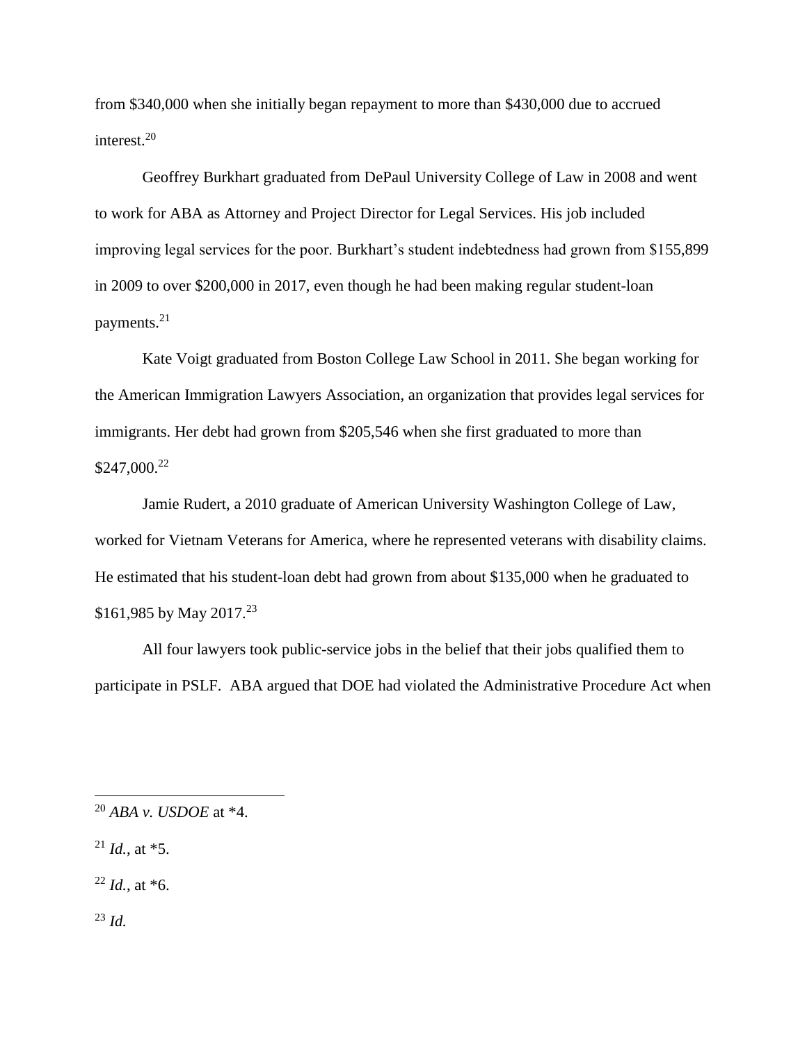from $340,000 when she initially began repayment to more than $430,000 due to accrued interest.[20]

Geoffrey Burkhart graduated from DePaul University College of Law in 2008 and went to work for ABA as Attorney and Project Director for Legal Services. His job included improving legal services for the poor. Burkhart's student indebtedness had grown from $155,899 in 2009 to over $200,000 in 2017, even though he had been making regular student-loan payments.[21]

Kate Voigt graduated from Boston College Law School in 2011. She began working for the American Immigration Lawyers Association, an organization that provides legal services for immigrants. Her debt had grown from $205,546 when she first graduated to more than $247,000.[22]

Jamie Rudert, a 2010 graduate of American University Washington College of Law, worked for Vietnam Veterans for America, where he represented veterans with disability claims. He estimated that his student-loan debt had grown from about $135,000 when he graduated to $161,985 by May 2017.[23]

All four lawyers took public-service jobs in the belief that their jobs qualified them to participate in PSLF. ABA argued that DOE had violated the Administrative Procedure Act when

---

[20] *ABA v. USDOE* at *4.

[21] *Id.*, at *5.

[22] *Id.*, at *6.

[23] *Id.*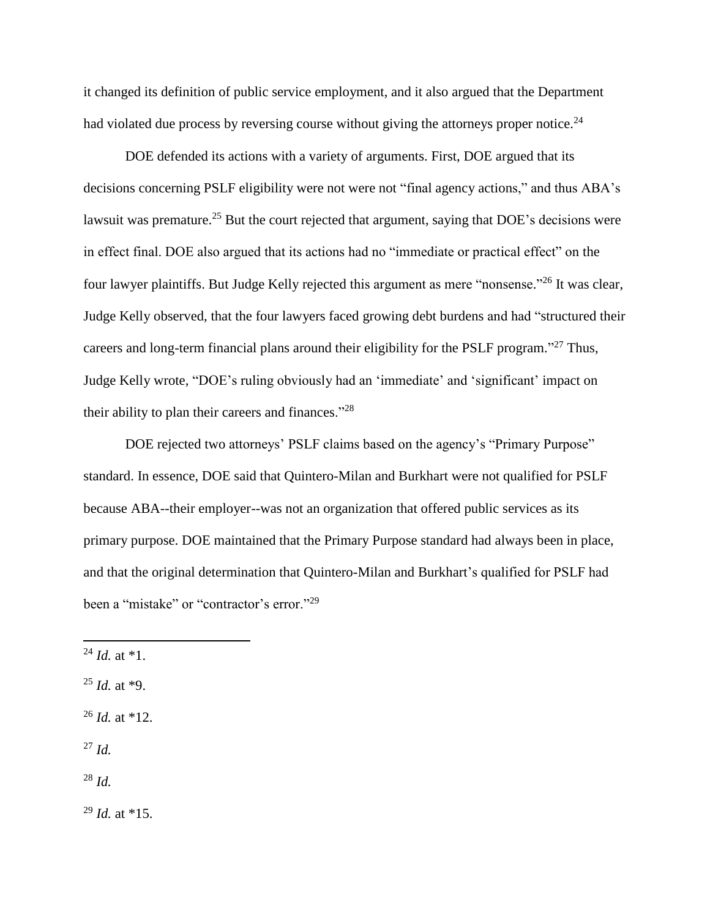it changed its definition of public service employment, and it also argued that the Department had violated due process by reversing course without giving the attorneys proper notice.[24]

DOE defended its actions with a variety of arguments. First, DOE argued that its decisions concerning PSLF eligibility were not were not "final agency actions," and thus ABA's lawsuit was premature.[25] But the court rejected that argument, saying that DOE's decisions were in effect final. DOE also argued that its actions had no "immediate or practical effect" on the four lawyer plaintiffs. But Judge Kelly rejected this argument as mere "nonsense."[26] It was clear, Judge Kelly observed, that the four lawyers faced growing debt burdens and had "structured their careers and long-term financial plans around their eligibility for the PSLF program."[27] Thus, Judge Kelly wrote, "DOE's ruling obviously had an 'immediate' and 'significant' impact on their ability to plan their careers and finances."[28]

DOE rejected two attorneys' PSLF claims based on the agency's "Primary Purpose" standard. In essence, DOE said that Quintero-Milan and Burkhart were not qualified for PSLF because ABA--their employer--was not an organization that offered public services as its primary purpose. DOE maintained that the Primary Purpose standard had always been in place, and that the original determination that Quintero-Milan and Burkhart's qualified for PSLF had been a "mistake" or "contractor's error."[29]

---

[24] *Id.* at *1.

[25] *Id.* at *9.

[26] *Id.* at *12.

[27] *Id.*

[28] *Id.*

[29] *Id.* at *15.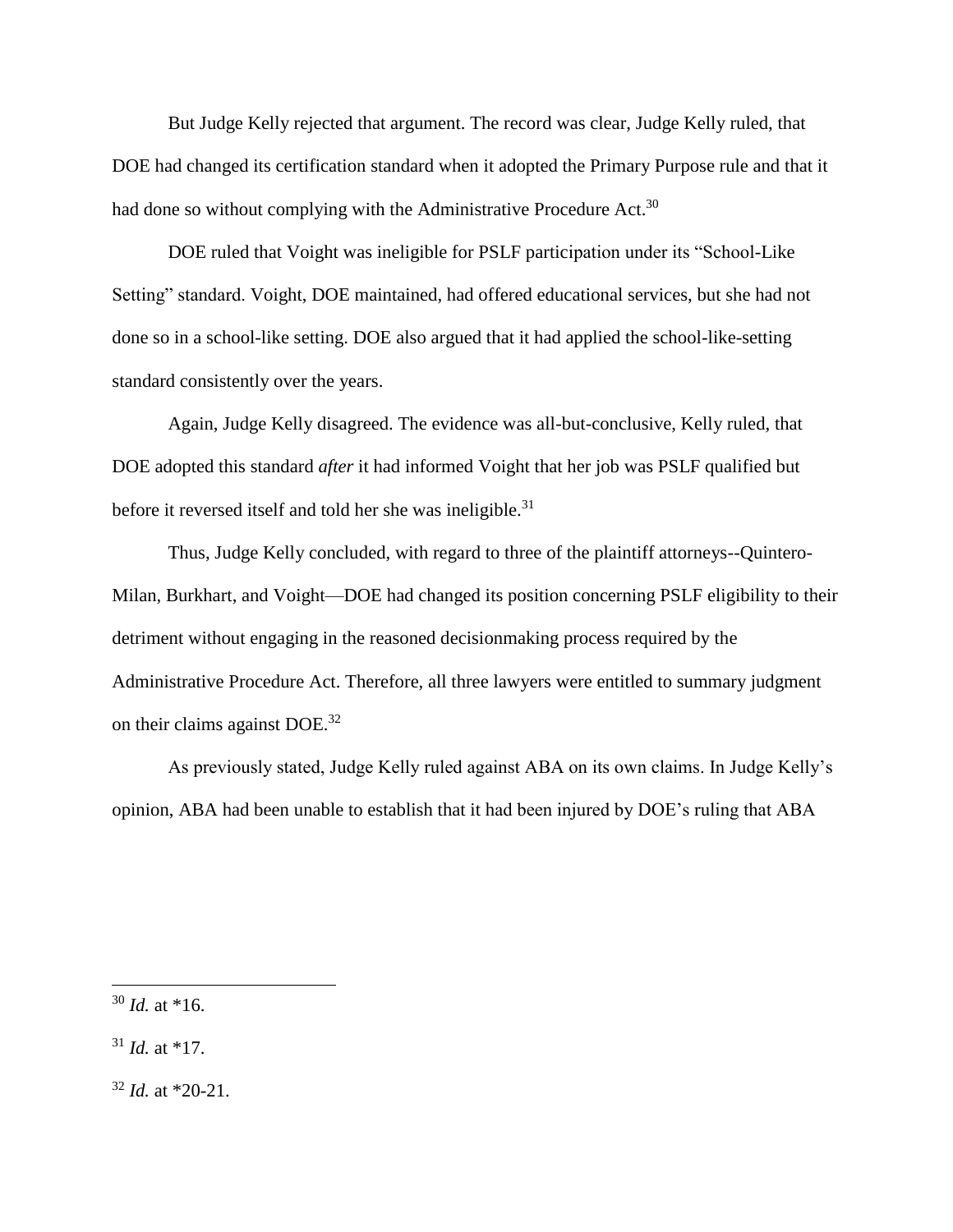But Judge Kelly rejected that argument. The record was clear, Judge Kelly ruled, that DOE had changed its certification standard when it adopted the Primary Purpose rule and that it had done so without complying with the Administrative Procedure Act.[30]

DOE ruled that Voight was ineligible for PSLF participation under its "School-Like Setting" standard. Voight, DOE maintained, had offered educational services, but she had not done so in a school-like setting. DOE also argued that it had applied the school-like-setting standard consistently over the years.

Again, Judge Kelly disagreed. The evidence was all-but-conclusive, Kelly ruled, that DOE adopted this standard *after* it had informed Voight that her job was PSLF qualified but before it reversed itself and told her she was ineligible.[31]

Thus, Judge Kelly concluded, with regard to three of the plaintiff attorneys--Quintero-Milan, Burkhart, and Voight—DOE had changed its position concerning PSLF eligibility to their detriment without engaging in the reasoned decisionmaking process required by the Administrative Procedure Act. Therefore, all three lawyers were entitled to summary judgment on their claims against DOE.[32]

As previously stated, Judge Kelly ruled against ABA on its own claims. In Judge Kelly's opinion, ABA had been unable to establish that it had been injured by DOE's ruling that ABA

---

[30] *Id.* at *16.

[31] *Id.* at *17.

[32] *Id.* at *20-21.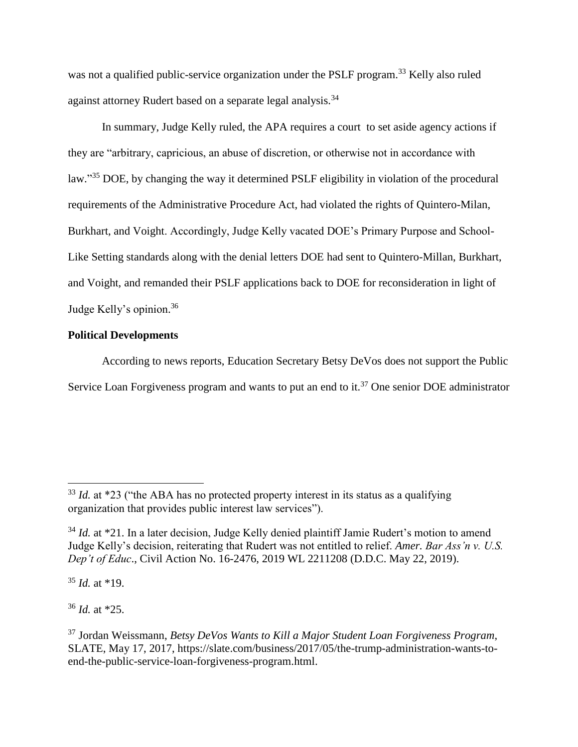was not a qualified public-service organization under the PSLF program.[33] Kelly also ruled against attorney Rudert based on a separate legal analysis.[34]

In summary, Judge Kelly ruled, the APA requires a court to set aside agency actions if they are "arbitrary, capricious, an abuse of discretion, or otherwise not in accordance with law."[35] DOE, by changing the way it determined PSLF eligibility in violation of the procedural requirements of the Administrative Procedure Act, had violated the rights of Quintero-Milan, Burkhart, and Voight. Accordingly, Judge Kelly vacated DOE's Primary Purpose and School-Like Setting standards along with the denial letters DOE had sent to Quintero-Millan, Burkhart, and Voight, and remanded their PSLF applications back to DOE for reconsideration in light of Judge Kelly's opinion.[36]

**Political Developments**

According to news reports, Education Secretary Betsy DeVos does not support the Public Service Loan Forgiveness program and wants to put an end to it.[37] One senior DOE administrator

---

[33] *Id.* at *23 ("the ABA has no protected property interest in its status as a qualifying organization that provides public interest law services").

[34] *Id.* at *21. In a later decision, Judge Kelly denied plaintiff Jamie Rudert's motion to amend Judge Kelly's decision, reiterating that Rudert was not entitled to relief. *Amer. Bar Ass'n v. U.S. Dep't of Educ*., Civil Action No. 16-2476, 2019 WL 2211208 (D.D.C. May 22, 2019).

[35] *Id.* at *19.

[36] *Id.* at *25.

[37] Jordan Weissmann, *Betsy DeVos Wants to Kill a Major Student Loan Forgiveness Program*, SLATE, May 17, 2017, https://slate.com/business/2017/05/the-trump-administration-wants-to-end-the-public-service-loan-forgiveness-program.html.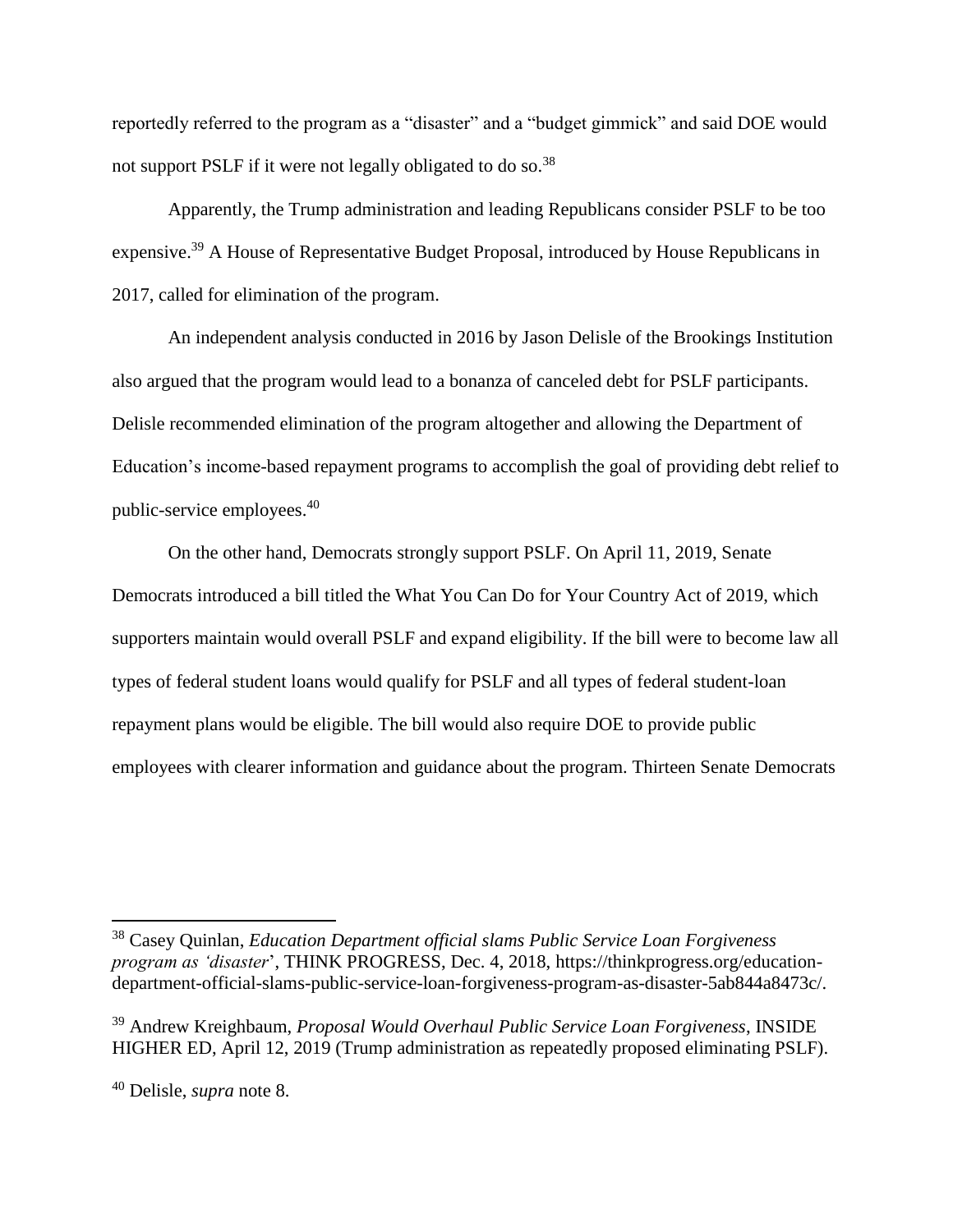reportedly referred to the program as a "disaster" and a "budget gimmick" and said DOE would not support PSLF if it were not legally obligated to do so.[38]

Apparently, the Trump administration and leading Republicans consider PSLF to be too expensive.[39] A House of Representative Budget Proposal, introduced by House Republicans in 2017, called for elimination of the program.

An independent analysis conducted in 2016 by Jason Delisle of the Brookings Institution also argued that the program would lead to a bonanza of canceled debt for PSLF participants. Delisle recommended elimination of the program altogether and allowing the Department of Education's income-based repayment programs to accomplish the goal of providing debt relief to public-service employees.[40]

On the other hand, Democrats strongly support PSLF. On April 11, 2019, Senate Democrats introduced a bill titled the What You Can Do for Your Country Act of 2019, which supporters maintain would overall PSLF and expand eligibility. If the bill were to become law all types of federal student loans would qualify for PSLF and all types of federal student-loan repayment plans would be eligible. The bill would also require DOE to provide public employees with clearer information and guidance about the program. Thirteen Senate Democrats

---

[38] Casey Quinlan, *Education Department official slams Public Service Loan Forgiveness program as 'disaster*', THINK PROGRESS, Dec. 4, 2018, https://thinkprogress.org/education-department-official-slams-public-service-loan-forgiveness-program-as-disaster-5ab844a8473c/.

[39] Andrew Kreighbaum, *Proposal Would Overhaul Public Service Loan Forgiveness*, INSIDE HIGHER ED, April 12, 2019 (Trump administration as repeatedly proposed eliminating PSLF).

[40] Delisle, *supra* note 8.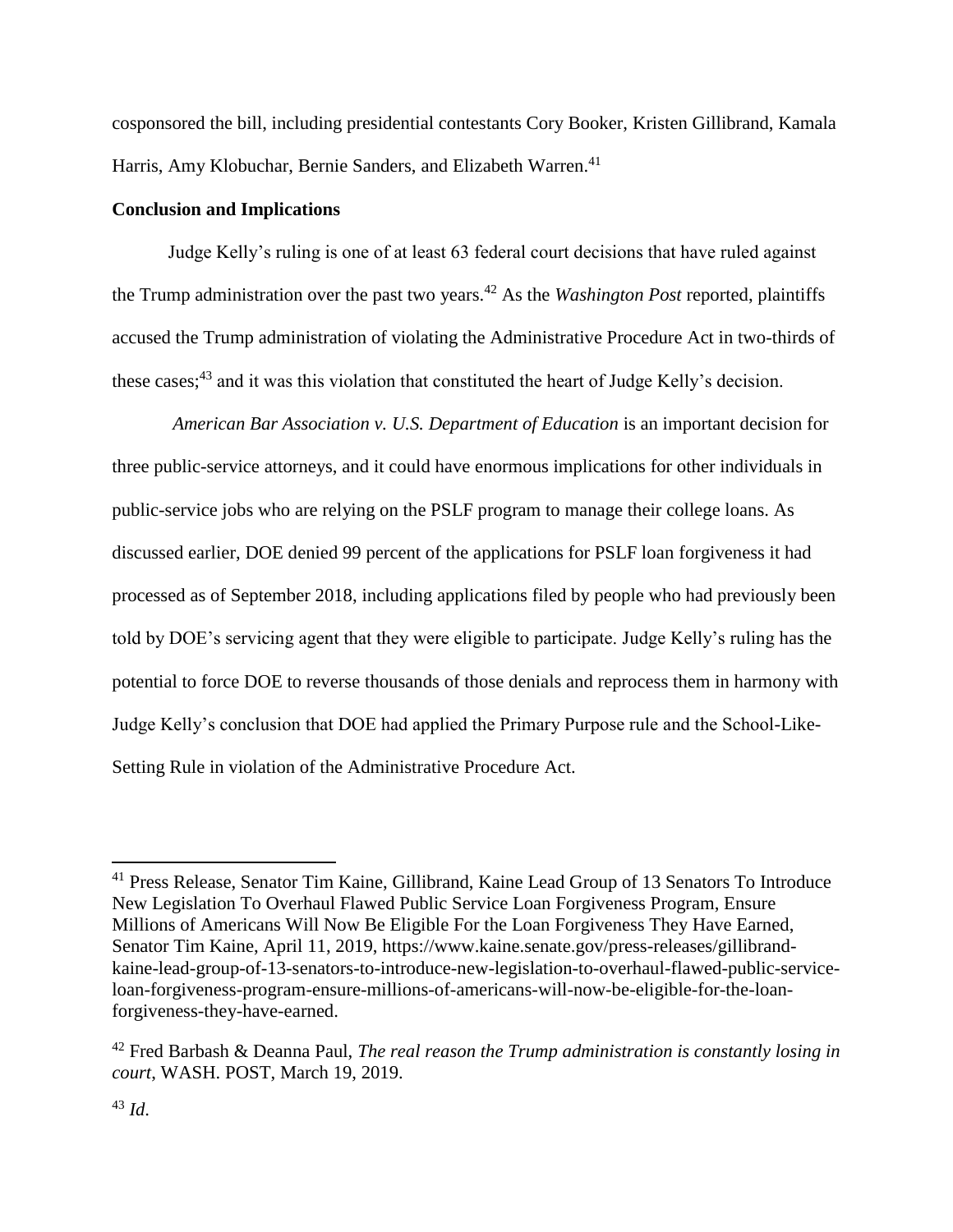cosponsored the bill, including presidential contestants Cory Booker, Kristen Gillibrand, Kamala Harris, Amy Klobuchar, Bernie Sanders, and Elizabeth Warren.[41]

**Conclusion and Implications**

Judge Kelly's ruling is one of at least 63 federal court decisions that have ruled against the Trump administration over the past two years.[42] As the *Washington Post* reported, plaintiffs accused the Trump administration of violating the Administrative Procedure Act in two-thirds of these cases;[43] and it was this violation that constituted the heart of Judge Kelly's decision.

*American Bar Association v. U.S. Department of Education* is an important decision for three public-service attorneys, and it could have enormous implications for other individuals in public-service jobs who are relying on the PSLF program to manage their college loans. As discussed earlier, DOE denied 99 percent of the applications for PSLF loan forgiveness it had processed as of September 2018, including applications filed by people who had previously been told by DOE's servicing agent that they were eligible to participate. Judge Kelly's ruling has the potential to force DOE to reverse thousands of those denials and reprocess them in harmony with Judge Kelly's conclusion that DOE had applied the Primary Purpose rule and the School-Like-Setting Rule in violation of the Administrative Procedure Act.

---

[41] Press Release, Senator Tim Kaine, Gillibrand, Kaine Lead Group of 13 Senators To Introduce New Legislation To Overhaul Flawed Public Service Loan Forgiveness Program, Ensure Millions of Americans Will Now Be Eligible For the Loan Forgiveness They Have Earned, Senator Tim Kaine, April 11, 2019, https://www.kaine.senate.gov/press-releases/gillibrand-kaine-lead-group-of-13-senators-to-introduce-new-legislation-to-overhaul-flawed-public-service-loan-forgiveness-program-ensure-millions-of-americans-will-now-be-eligible-for-the-loan-forgiveness-they-have-earned.

[42] Fred Barbash & Deanna Paul, *The real reason the Trump administration is constantly losing in court*, WASH. POST, March 19, 2019.

[43] *Id*.